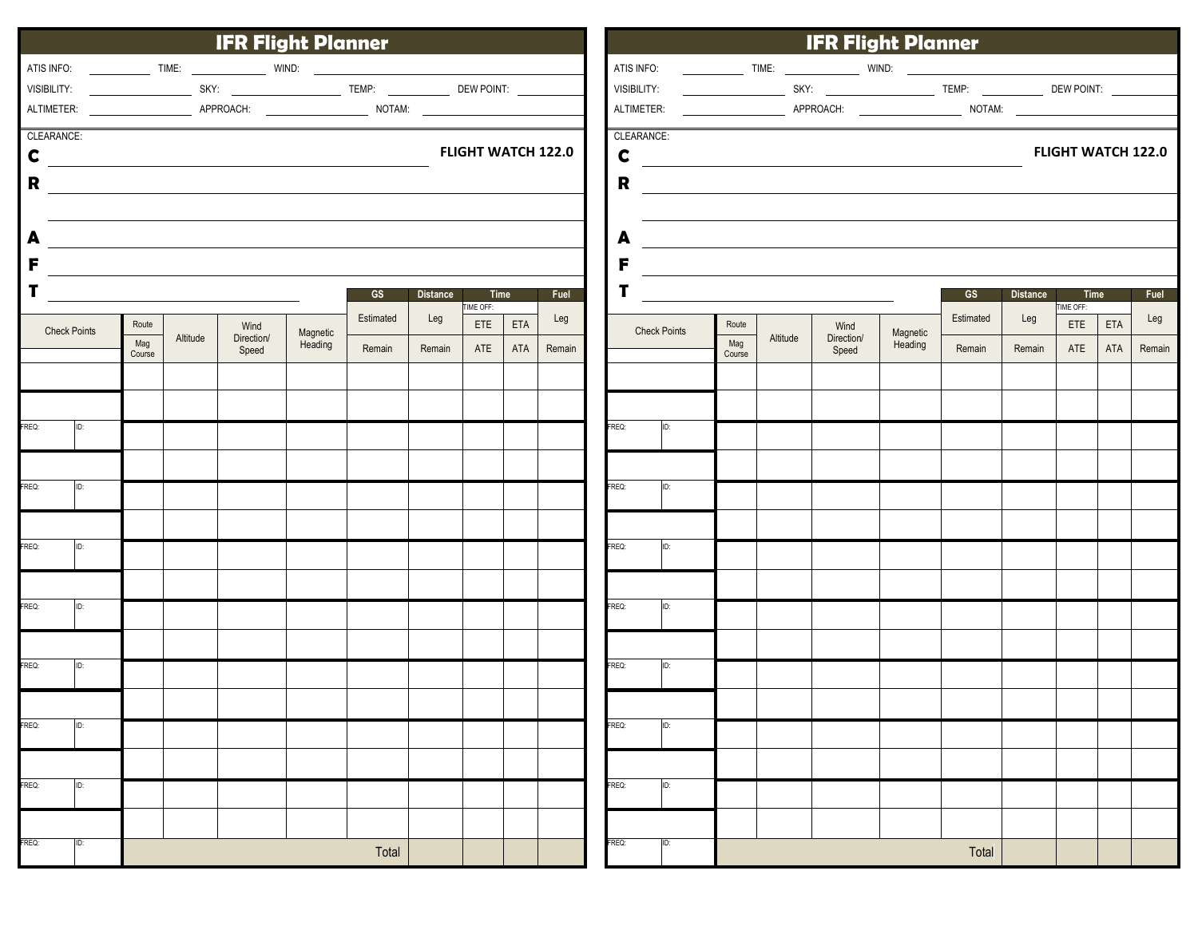# IFR Flight Planner

ATIS INFO: ________ TIME: ________ WIND: ________

VISIBILITY: ________ SKY: ________ TEMP: ________ DEW POINT: ________

ALTIMETER: ________ APPROACH: ________ NOTAM: ________

CLEARANCE:

**C** ________ **FLIGHT WATCH 122.0**

**R** ________

________

**A** ________

**F** ________

**T** ________

| Check Points | Route / Mag Course | Altitude | Wind Direction/ Speed | Magnetic Heading | GS Estimated / Remain | Distance Leg / Remain | Time (TIME OFF:) ETE / ATE | Time ETA / ATA | Fuel Leg / Remain |
|---|---|---|---|---|---|---|---|---|---|
| | | | | | | | | | |
| | | | | | | | | | |
| FREQ: ID: | | | | | | | | | |
| | | | | | | | | | |
| FREQ: ID: | | | | | | | | | |
| | | | | | | | | | |
| FREQ: ID: | | | | | | | | | |
| | | | | | | | | | |
| FREQ: ID: | | | | | | | | | |
| | | | | | | | | | |
| FREQ: ID: | | | | | | | | | |
| | | | | | | | | | |
| FREQ: ID: | | | | | | | | | |
| | | | | | | | | | |
| FREQ: ID: | | | | | | | | | |
| | | | | | | | | | |
| FREQ: ID: | Total | | | | | | | | |

# IFR Flight Planner

ATIS INFO: ________ TIME: ________ WIND: ________

VISIBILITY: ________ SKY: ________ TEMP: ________ DEW POINT: ________

ALTIMETER: ________ APPROACH: ________ NOTAM: ________

CLEARANCE:

**C** ________ **FLIGHT WATCH 122.0**

**R** ________

________

**A** ________

**F** ________

**T** ________

| Check Points | Route / Mag Course | Altitude | Wind Direction/ Speed | Magnetic Heading | GS Estimated / Remain | Distance Leg / Remain | Time (TIME OFF:) ETE / ATE | Time ETA / ATA | Fuel Leg / Remain |
|---|---|---|---|---|---|---|---|---|---|
| | | | | | | | | | |
| | | | | | | | | | |
| FREQ: ID: | | | | | | | | | |
| | | | | | | | | | |
| FREQ: ID: | | | | | | | | | |
| | | | | | | | | | |
| FREQ: ID: | | | | | | | | | |
| | | | | | | | | | |
| FREQ: ID: | | | | | | | | | |
| | | | | | | | | | |
| FREQ: ID: | | | | | | | | | |
| | | | | | | | | | |
| FREQ: ID: | | | | | | | | | |
| | | | | | | | | | |
| FREQ: ID: | | | | | | | | | |
| | | | | | | | | | |
| FREQ: ID: | Total | | | | | | | | |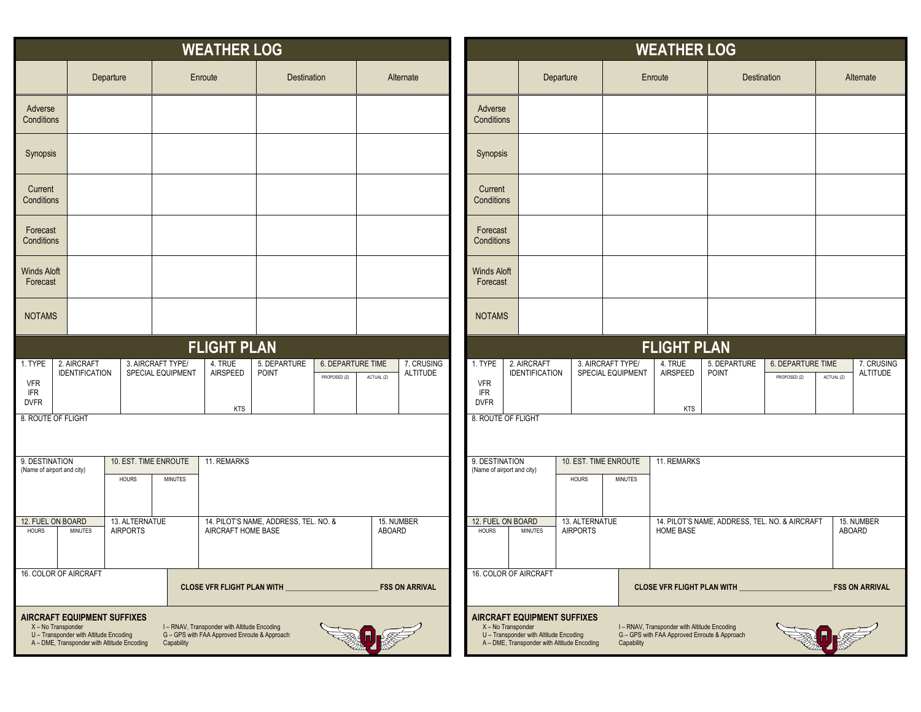# WEATHER LOG

| | Departure | Enroute | Destination | Alternate |
|---|---|---|---|---|
| Adverse Conditions | | | | |
| Synopsis | | | | |
| Current Conditions | | | | |
| Forecast Conditions | | | | |
| Winds Aloft Forecast | | | | |
| NOTAMS | | | | |

# FLIGHT PLAN

| 1. TYPE<br>VFR<br>IFR<br>DVFR | 2. AIRCRAFT IDENTIFICATION | 3. AIRCRAFT TYPE/ SPECIAL EQUIPMENT | 4. TRUE AIRSPEED<br>KTS | 5. DEPARTURE POINT | 6. DEPARTURE TIME | | 7. CRUSING ALTITUDE |
|---|---|---|---|---|---|---|---|
| | | | | | PROPOSED (Z) | ACTUAL (Z) | |

8. ROUTE OF FLIGHT

| 9. DESTINATION (Name of airport and city) | 10. EST. TIME ENROUTE | | 11. REMARKS |
|---|---|---|---|
| | HOURS | MINUTES | |

| 12. FUEL ON BOARD | | 13. ALTERNATUE AIRPORTS | 14. PILOT'S NAME, ADDRESS, TEL. NO. & AIRCRAFT HOME BASE | 15. NUMBER ABOARD |
|---|---|---|---|---|
| HOURS | MINUTES | | | |

16. COLOR OF AIRCRAFT

**CLOSE VFR FLIGHT PLAN WITH \_\_\_\_\_\_\_\_\_\_\_\_\_\_\_\_\_\_\_\_ FSS ON ARRIVAL**

**AIRCRAFT EQUIPMENT SUFFIXES**

- X – No Transponder
- U – Transponder with Altitude Encoding
- A – DME, Transponder with Altitude Encoding
- I – RNAV, Transponder with Altitude Encoding
- G – GPS with FAA Approved Enroute & Approach Capability

# WEATHER LOG

| | Departure | Enroute | Destination | Alternate |
|---|---|---|---|---|
| Adverse Conditions | | | | |
| Synopsis | | | | |
| Current Conditions | | | | |
| Forecast Conditions | | | | |
| Winds Aloft Forecast | | | | |
| NOTAMS | | | | |

# FLIGHT PLAN

| 1. TYPE<br>VFR<br>IFR<br>DVFR | 2. AIRCRAFT IDENTIFICATION | 3. AIRCRAFT TYPE/ SPECIAL EQUIPMENT | 4. TRUE AIRSPEED<br>KTS | 5. DEPARTURE POINT | 6. DEPARTURE TIME | | 7. CRUSING ALTITUDE |
|---|---|---|---|---|---|---|---|
| | | | | | PROPOSED (Z) | ACTUAL (Z) | |

8. ROUTE OF FLIGHT

| 9. DESTINATION (Name of airport and city) | 10. EST. TIME ENROUTE | | 11. REMARKS |
|---|---|---|---|
| | HOURS | MINUTES | |

| 12. FUEL ON BOARD | | 13. ALTERNATUE AIRPORTS | 14. PILOT'S NAME, ADDRESS, TEL. NO. & AIRCRAFT HOME BASE | 15. NUMBER ABOARD |
|---|---|---|---|---|
| HOURS | MINUTES | | | |

16. COLOR OF AIRCRAFT

**CLOSE VFR FLIGHT PLAN WITH \_\_\_\_\_\_\_\_\_\_\_\_\_\_\_\_\_\_\_\_ FSS ON ARRIVAL**

**AIRCRAFT EQUIPMENT SUFFIXES**

- X – No Transponder
- U – Transponder with Altitude Encoding
- A – DME, Transponder with Altitude Encoding
- I – RNAV, Transponder with Altitude Encoding
- G – GPS with FAA Approved Enroute & Approach Capability